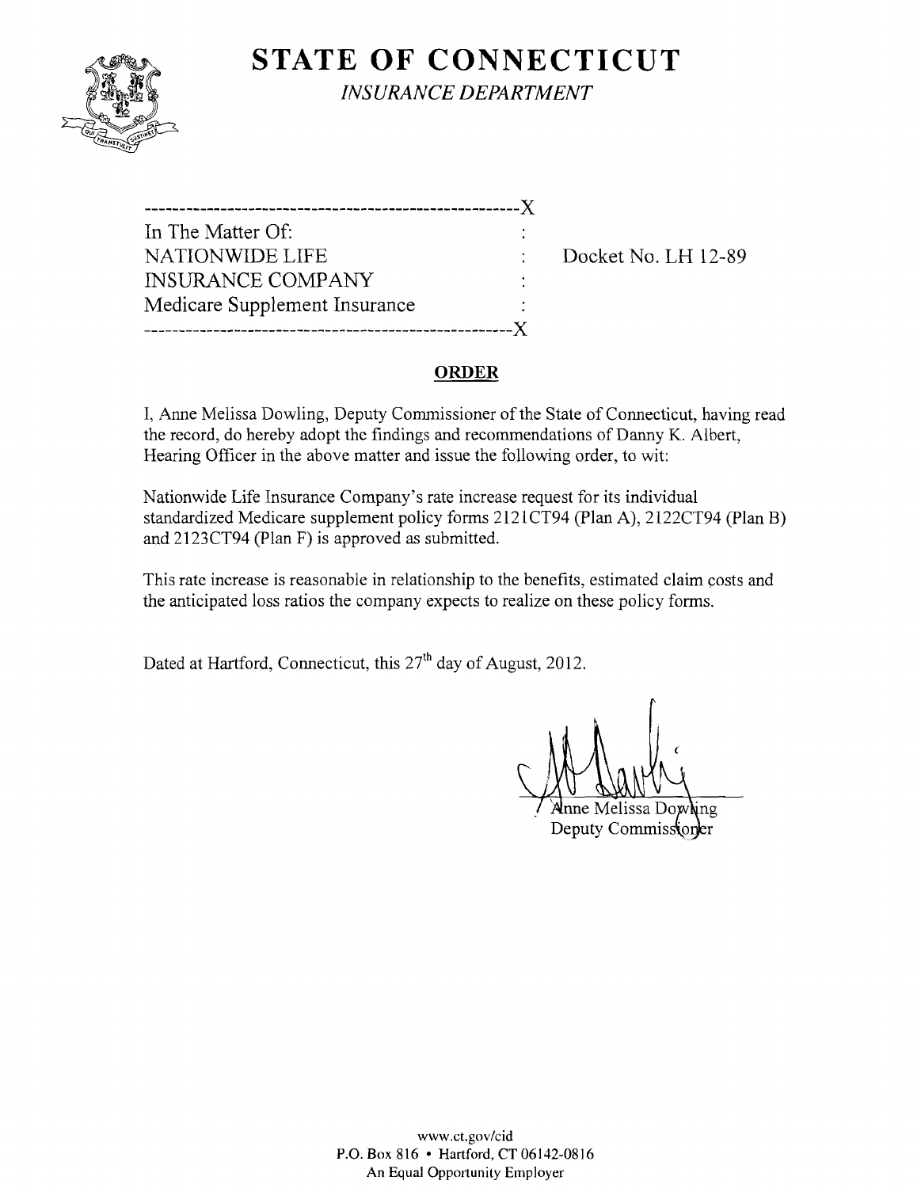# STATE OF CONNECTICUT

*INSURANCE DEPARTMENT*

```
------------------------------------------------------X
In The Matter Of:                                     :
NATIONWIDE LIFE                                       :    Docket No. LH 12-89
INSURANCE COMPANY                                     :
Medicare Supplement Insurance                         :
------------------------------------------------------X
```

## ORDER

I, Anne Melissa Dowling, Deputy Commissioner of the State of Connecticut, having read the record, do hereby adopt the findings and recommendations of Danny K. Albert, Hearing Officer in the above matter and issue the following order, to wit:

Nationwide Life Insurance Company's rate increase request for its individual standardized Medicare supplement policy forms 2121CT94 (Plan A), 2122CT94 (Plan B) and 2123CT94 (Plan F) is approved as submitted.

This rate increase is reasonable in relationship to the benefits, estimated claim costs and the anticipated loss ratios the company expects to realize on these policy forms.

Dated at Hartford, Connecticut, this 27th day of August, 2012.

Anne Melissa Dowling
Deputy Commissioner

www.ct.gov/cid
P.O. Box 816 • Hartford, CT 06142-0816
An Equal Opportunity Employer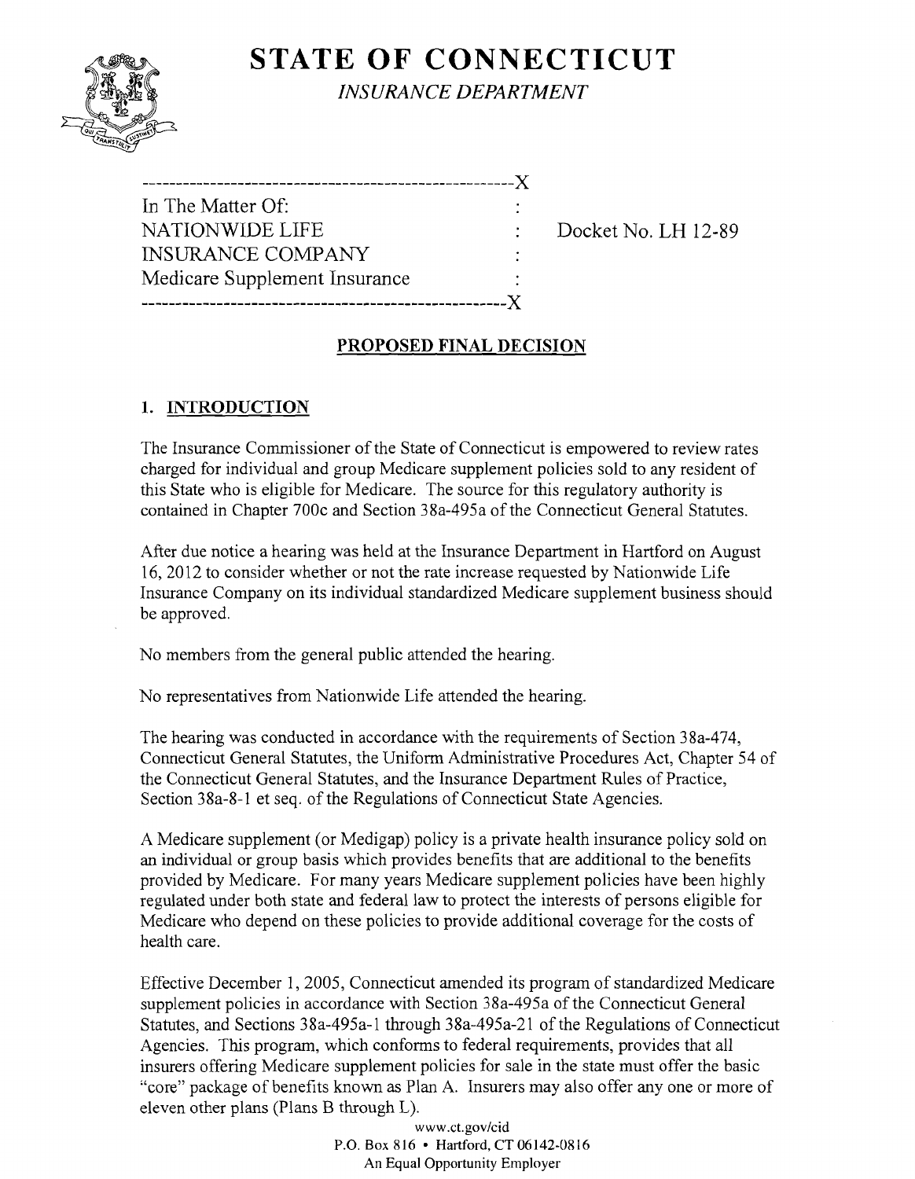# STATE OF CONNECTICUT

*INSURANCE DEPARTMENT*

```
-----------------------------------------------------X
In The Matter Of:                                    :
NATIONWIDE LIFE                                      :    Docket No. LH 12-89
INSURANCE COMPANY                                    :
Medicare Supplement Insurance                        :
-----------------------------------------------------X
```

## PROPOSED FINAL DECISION

### 1. INTRODUCTION

The Insurance Commissioner of the State of Connecticut is empowered to review rates charged for individual and group Medicare supplement policies sold to any resident of this State who is eligible for Medicare. The source for this regulatory authority is contained in Chapter 700c and Section 38a-495a of the Connecticut General Statutes.

After due notice a hearing was held at the Insurance Department in Hartford on August 16, 2012 to consider whether or not the rate increase requested by Nationwide Life Insurance Company on its individual standardized Medicare supplement business should be approved.

No members from the general public attended the hearing.

No representatives from Nationwide Life attended the hearing.

The hearing was conducted in accordance with the requirements of Section 38a-474, Connecticut General Statutes, the Uniform Administrative Procedures Act, Chapter 54 of the Connecticut General Statutes, and the Insurance Department Rules of Practice, Section 38a-8-1 et seq. of the Regulations of Connecticut State Agencies.

A Medicare supplement (or Medigap) policy is a private health insurance policy sold on an individual or group basis which provides benefits that are additional to the benefits provided by Medicare. For many years Medicare supplement policies have been highly regulated under both state and federal law to protect the interests of persons eligible for Medicare who depend on these policies to provide additional coverage for the costs of health care.

Effective December 1, 2005, Connecticut amended its program of standardized Medicare supplement policies in accordance with Section 38a-495a of the Connecticut General Statutes, and Sections 38a-495a-1 through 38a-495a-21 of the Regulations of Connecticut Agencies. This program, which conforms to federal requirements, provides that all insurers offering Medicare supplement policies for sale in the state must offer the basic "core" package of benefits known as Plan A. Insurers may also offer any one or more of eleven other plans (Plans B through L).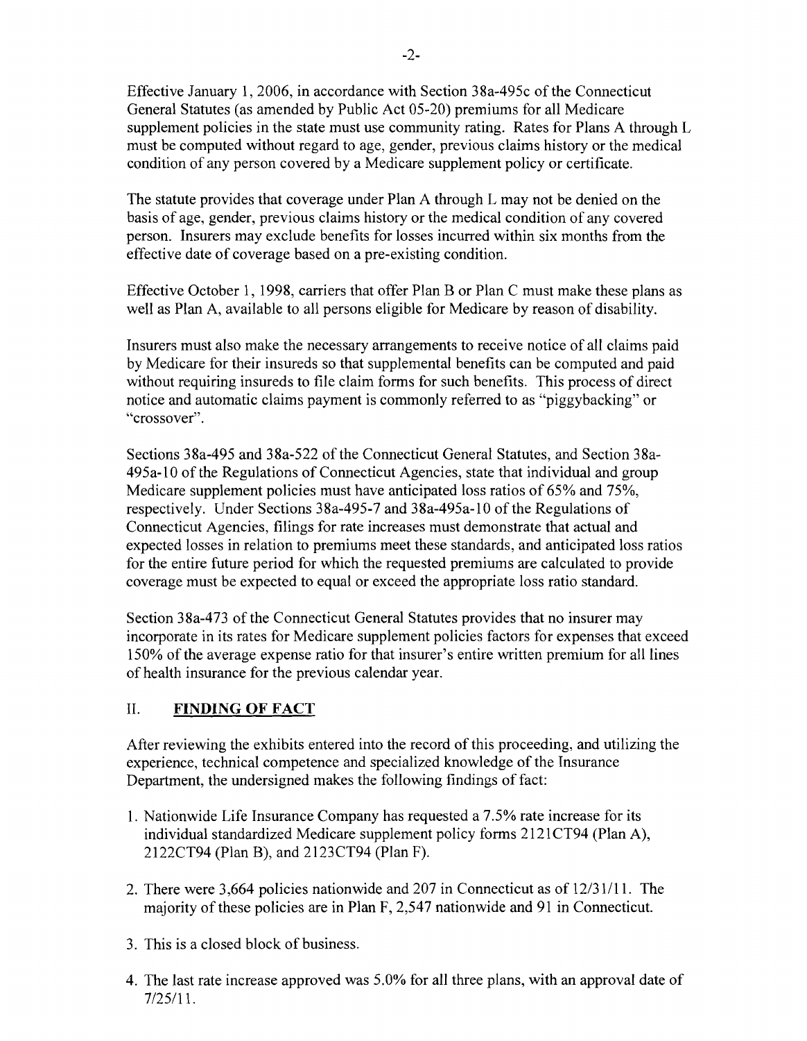Effective January 1, 2006, in accordance with Section 38a-495c of the Connecticut General Statutes (as amended by Public Act 05-20) premiums for all Medicare supplement policies in the state must use community rating. Rates for Plans A through L must be computed without regard to age, gender, previous claims history or the medical condition of any person covered by a Medicare supplement policy or certificate.

The statute provides that coverage under Plan A through L may not be denied on the basis of age, gender, previous claims history or the medical condition of any covered person. Insurers may exclude benefits for losses incurred within six months from the effective date of coverage based on a pre-existing condition.

Effective October 1, 1998, carriers that offer Plan B or Plan C must make these plans as well as Plan A, available to all persons eligible for Medicare by reason of disability.

Insurers must also make the necessary arrangements to receive notice of all claims paid by Medicare for their insureds so that supplemental benefits can be computed and paid without requiring insureds to file claim forms for such benefits. This process of direct notice and automatic claims payment is commonly referred to as "piggybacking" or "crossover".

Sections 38a-495 and 38a-522 of the Connecticut General Statutes, and Section 38a-495a-10 of the Regulations of Connecticut Agencies, state that individual and group Medicare supplement policies must have anticipated loss ratios of 65% and 75%, respectively. Under Sections 38a-495-7 and 38a-495a-10 of the Regulations of Connecticut Agencies, filings for rate increases must demonstrate that actual and expected losses in relation to premiums meet these standards, and anticipated loss ratios for the entire future period for which the requested premiums are calculated to provide coverage must be expected to equal or exceed the appropriate loss ratio standard.

Section 38a-473 of the Connecticut General Statutes provides that no insurer may incorporate in its rates for Medicare supplement policies factors for expenses that exceed 150% of the average expense ratio for that insurer's entire written premium for all lines of health insurance for the previous calendar year.

## II. FINDING OF FACT

After reviewing the exhibits entered into the record of this proceeding, and utilizing the experience, technical competence and specialized knowledge of the Insurance Department, the undersigned makes the following findings of fact:

1. Nationwide Life Insurance Company has requested a 7.5% rate increase for its individual standardized Medicare supplement policy forms 2121CT94 (Plan A), 2122CT94 (Plan B), and 2123CT94 (Plan F).
2. There were 3,664 policies nationwide and 207 in Connecticut as of 12/31/11. The majority of these policies are in Plan F, 2,547 nationwide and 91 in Connecticut.
3. This is a closed block of business.
4. The last rate increase approved was 5.0% for all three plans, with an approval date of 7/25/11.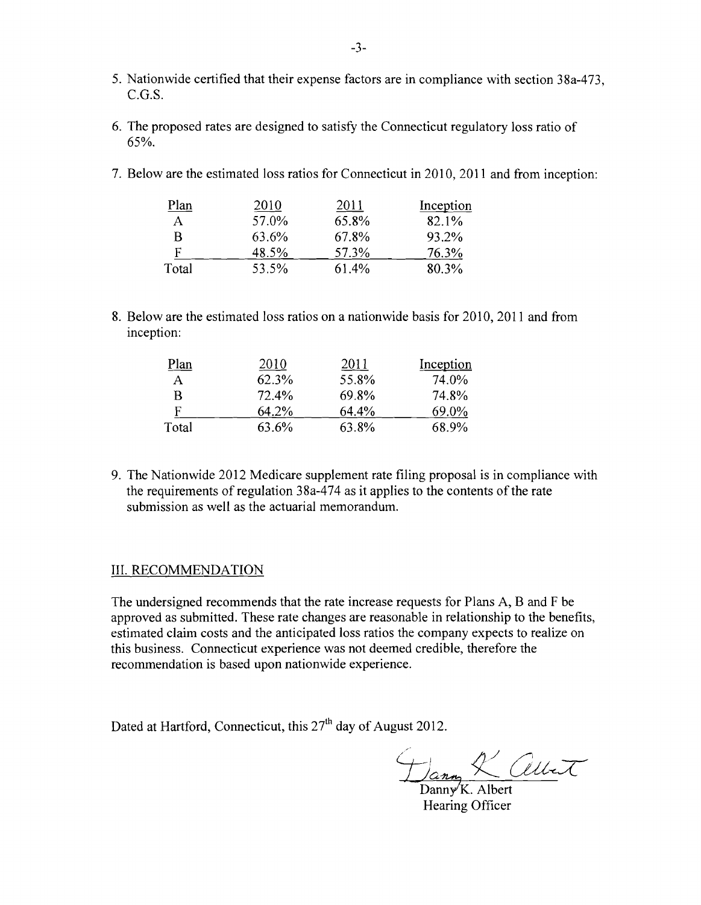5. Nationwide certified that their expense factors are in compliance with section 38a-473, C.G.S.

6. The proposed rates are designed to satisfy the Connecticut regulatory loss ratio of 65%.

7. Below are the estimated loss ratios for Connecticut in 2010, 2011 and from inception:

| Plan | 2010 | 2011 | Inception |
|---|---|---|---|
| A | 57.0% | 65.8% | 82.1% |
| B | 63.6% | 67.8% | 93.2% |
| F | 48.5% | 57.3% | 76.3% |
| Total | 53.5% | 61.4% | 80.3% |

8. Below are the estimated loss ratios on a nationwide basis for 2010, 2011 and from inception:

| Plan | 2010 | 2011 | Inception |
|---|---|---|---|
| A | 62.3% | 55.8% | 74.0% |
| B | 72.4% | 69.8% | 74.8% |
| F | 64.2% | 64.4% | 69.0% |
| Total | 63.6% | 63.8% | 68.9% |

9. The Nationwide 2012 Medicare supplement rate filing proposal is in compliance with the requirements of regulation 38a-474 as it applies to the contents of the rate submission as well as the actuarial memorandum.

## III. RECOMMENDATION

The undersigned recommends that the rate increase requests for Plans A, B and F be approved as submitted. These rate changes are reasonable in relationship to the benefits, estimated claim costs and the anticipated loss ratios the company expects to realize on this business. Connecticut experience was not deemed credible, therefore the recommendation is based upon nationwide experience.

Dated at Hartford, Connecticut, this 27th day of August 2012.

Danny K. Albert

Danny K. Albert
Hearing Officer